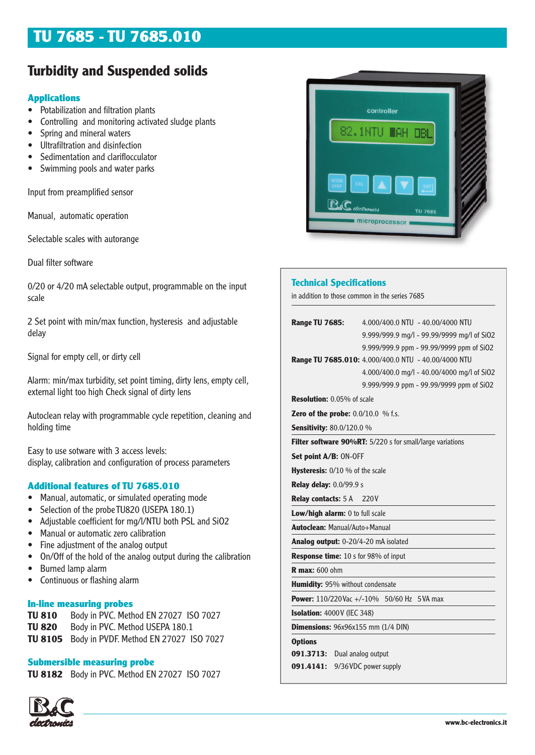# TU 7685 - TU 7685.010

## Turbidity and Suspended solids

### Applications

- Potabilization and filtration plants
- Controlling and monitoring activated sludge plants
- Spring and mineral waters
- Ultrafiltration and disinfection
- Sedimentation and clariflocculator
- Swimming pools and water parks

Input from preamplified sensor

Manual, automatic operation

Selectable scales with autorange

Dual filter software

0/20 or 4/20 mA selectable output, programmable on the input scale

2 Set point with min/max function, hysteresis and adjustable delay

Signal for empty cell, or dirty cell

Alarm: min/max turbidity, set point timing, dirty lens, empty cell, external light too high Check signal of dirty lens

Autoclean relay with programmable cycle repetition, cleaning and holding time

Easy to use software with 3 access levels:
display, calibration and configuration of process parameters

### Additional features of TU 7685.010

- Manual, automatic, or simulated operating mode
- Selection of the probe TU820 (USEPA 180.1)
- Adjustable coefficient for mg/l/NTU both PSL and SiO2
- Manual or automatic zero calibration
- Fine adjustment of the analog output
- On/Off of the hold of the analog output during the calibration
- Burned lamp alarm
- Continuous or flashing alarm

### In-line measuring probes

**TU 810** Body in PVC. Method EN 27027 ISO 7027
**TU 820** Body in PVC. Method USEPA 180.1
**TU 8105** Body in PVDF. Method EN 27027 ISO 7027

### Submersible measuring probe

**TU 8182** Body in PVC. Method EN 27027 ISO 7027

### Technical Specifications

in addition to those common in the series 7685

**Range TU 7685:** 4.000/400.0 NTU - 40.00/4000 NTU
9.999/999.9 mg/l - 99.99/9999 mg/l of SiO2
9.999/999.9 ppm - 99.99/9999 ppm of SiO2

**Range TU 7685.010:** 4.000/400.0 NTU - 40.00/4000 NTU
4.000/400.0 mg/l - 40.00/4000 mg/l of SiO2
9.999/999.9 ppm - 99.99/9999 ppm of SiO2

**Resolution:** 0.05% of scale

**Zero of the probe:** 0.0/10.0 % f.s.

**Sensitivity:** 80.0/120.0 %

**Filter software 90%RT:** 5/220 s for small/large variations

**Set point A/B:** ON-OFF

**Hysteresis:** 0/10 % of the scale

**Relay delay:** 0.0/99.9 s

**Relay contacts:** 5 A 220V

**Low/high alarm:** 0 to full scale

**Autoclean:** Manual/Auto+Manual

**Analog output:** 0-20/4-20 mA isolated

**Response time:** 10 s for 98% of input

**R max:** 600 ohm

**Humidity:** 95% without condensate

**Power:** 110/220Vac +/-10% 50/60 Hz 5VA max

**Isolation:** 4000V (IEC 348)

**Dimensions:** 96x96x155 mm (1/4 DIN)

**Options**

**091.3713:** Dual analog output
**091.4141:** 9/36VDC power supply

www.bc-electronics.it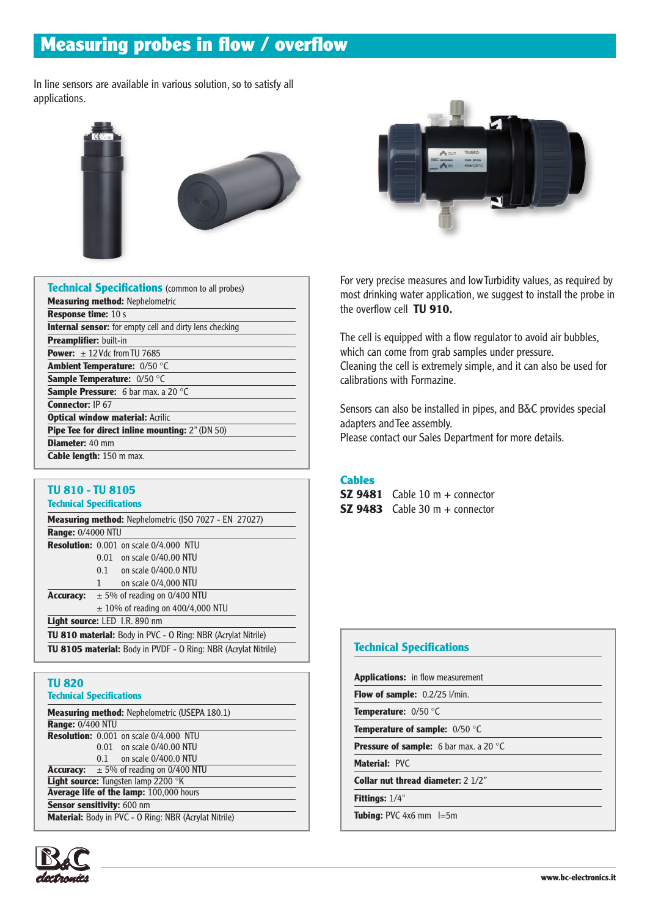# Measuring probes in flow / overflow

In line sensors are available in various solution, so to satisfy all applications.

## Technical Specifications (common to all probes)

**Measuring method:** Nephelometric
**Response time:** 10 s
**Internal sensor:** for empty cell and dirty lens checking
**Preamplifier:** built-in
**Power:** ± 12 Vdc from TU 7685
**Ambient Temperature:** 0/50 °C
**Sample Temperature:** 0/50 °C
**Sample Pressure:** 6 bar max. a 20 °C
**Connector:** IP 67
**Optical window material:** Acrilic
**Pipe Tee for direct inline mounting:** 2" (DN 50)
**Diameter:** 40 mm
**Cable length:** 150 m max.

## TU 810 - TU 8105

### Technical Specifications

**Measuring method:** Nephelometric (ISO 7027 - EN 27027)
**Range:** 0/4000 NTU
**Resolution:**
- 0.001 on scale 0/4.000 NTU
- 0.01 on scale 0/40.00 NTU
- 0.1 on scale 0/400.0 NTU
- 1 on scale 0/4,000 NTU

**Accuracy:**
- ± 5% of reading on 0/400 NTU
- ± 10% of reading on 400/4,000 NTU

**Light source:** LED I.R. 890 nm
**TU 810 material:** Body in PVC - O Ring: NBR (Acrylat Nitrile)
**TU 8105 material:** Body in PVDF - O Ring: NBR (Acrylat Nitrile)

## TU 820

### Technical Specifications

**Measuring method:** Nephelometric (USEPA 180.1)
**Range:** 0/400 NTU
**Resolution:**
- 0.001 on scale 0/4.000 NTU
- 0.01 on scale 0/40.00 NTU
- 0.1 on scale 0/400.0 NTU

**Accuracy:** ± 5% of reading on 0/400 NTU
**Light source:** Tungsten lamp 2200 °K
**Average life of the lamp:** 100,000 hours
**Sensor sensitivity:** 600 nm
**Material:** Body in PVC - O Ring: NBR (Acrylat Nitrile)

---

For very precise measures and low Turbidity values, as required by most drinking water application, we suggest to install the probe in the overflow cell **TU 910.**

The cell is equipped with a flow regulator to avoid air bubbles, which can come from grab samples under pressure.
Cleaning the cell is extremely simple, and it can also be used for calibrations with Formazine.

Sensors can also be installed in pipes, and B&C provides special adapters and Tee assembly.
Please contact our Sales Department for more details.

## Cables

**SZ 9481** Cable 10 m + connector
**SZ 9483** Cable 30 m + connector

## Technical Specifications

**Applications:** in flow measurement
**Flow of sample:** 0.2/25 l/min.
**Temperature:** 0/50 °C
**Temperature of sample:** 0/50 °C
**Pressure of sample:** 6 bar max. a 20 °C
**Material:** PVC
**Collar nut thread diameter:** 2 1/2"
**Fittings:** 1/4"
**Tubing:** PVC 4x6 mm l=5m

www.bc-electronics.it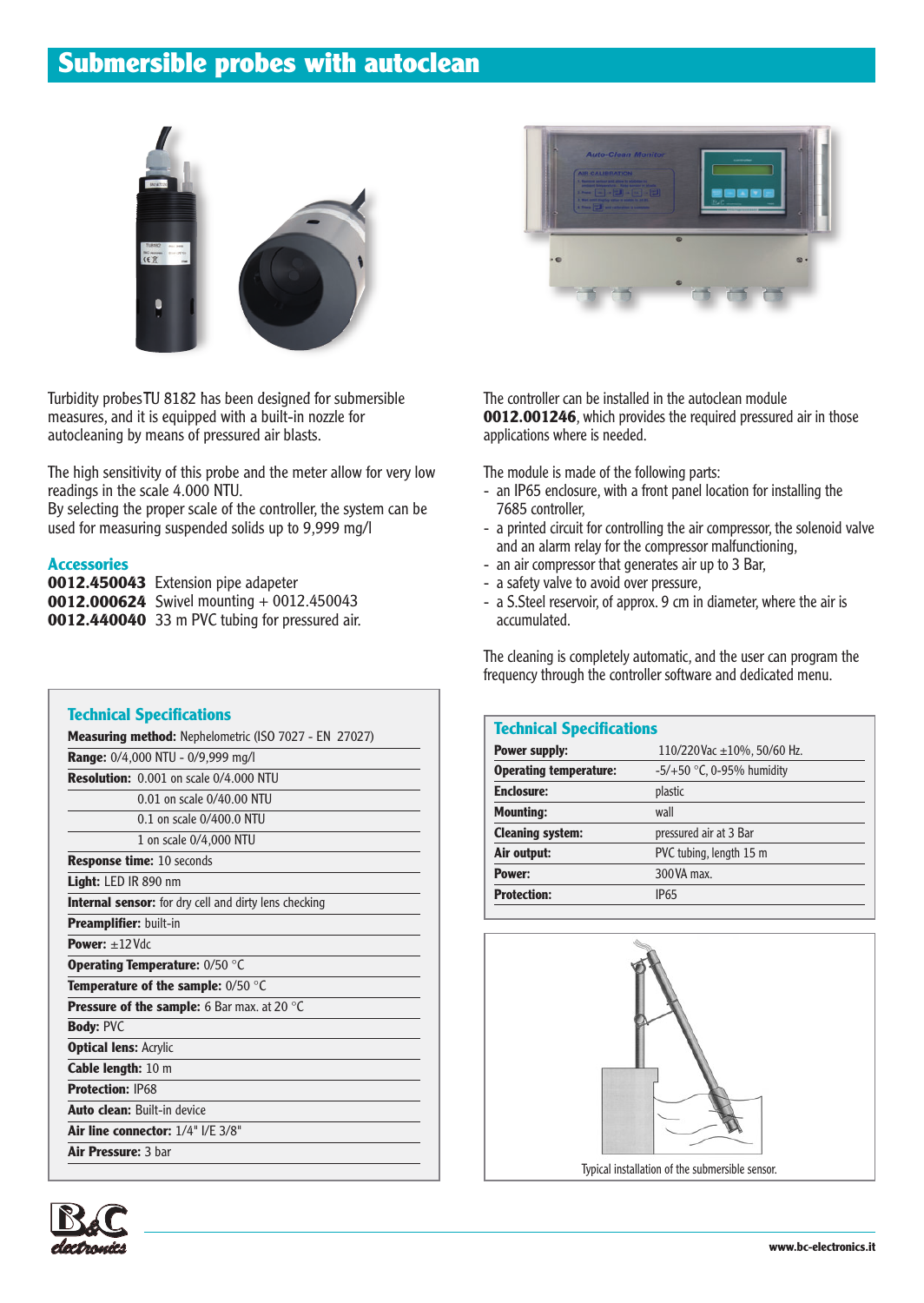# Submersible probes with autoclean

Turbidity probes TU 8182 has been designed for submersible measures, and it is equipped with a built-in nozzle for autocleaning by means of pressured air blasts.

The high sensitivity of this probe and the meter allow for very low readings in the scale 4.000 NTU.
By selecting the proper scale of the controller, the system can be used for measuring suspended solids up to 9,999 mg/l

## Accessories

**0012.450043** Extension pipe adapeter
**0012.000624** Swivel mounting + 0012.450043
**0012.440040** 33 m PVC tubing for pressured air.

## Technical Specifications

| | |
|---|---|
| **Measuring method:** | Nephelometric (ISO 7027 - EN 27027) |
| **Range:** | 0/4,000 NTU - 0/9,999 mg/l |
| **Resolution:** | 0.001 on scale 0/4.000 NTU |
| | 0.01 on scale 0/40.00 NTU |
| | 0.1 on scale 0/400.0 NTU |
| | 1 on scale 0/4,000 NTU |
| **Response time:** | 10 seconds |
| **Light:** | LED IR 890 nm |
| **Internal sensor:** | for dry cell and dirty lens checking |
| **Preamplifier:** | built-in |
| **Power:** | ±12 Vdc |
| **Operating Temperature:** | 0/50 °C |
| **Temperature of the sample:** | 0/50 °C |
| **Pressure of the sample:** | 6 Bar max. at 20 °C |
| **Body:** | PVC |
| **Optical lens:** | Acrylic |
| **Cable length:** | 10 m |
| **Protection:** | IP68 |
| **Auto clean:** | Built-in device |
| **Air line connector:** | 1/4" I/E 3/8" |
| **Air Pressure:** | 3 bar |

The controller can be installed in the autoclean module **0012.001246**, which provides the required pressured air in those applications where is needed.

The module is made of the following parts:

- an IP65 enclosure, with a front panel location for installing the 7685 controller,
- a printed circuit for controlling the air compressor, the solenoid valve and an alarm relay for the compressor malfunctioning,
- an air compressor that generates air up to 3 Bar,
- a safety valve to avoid over pressure,
- a S.Steel reservoir, of approx. 9 cm in diameter, where the air is accumulated.

The cleaning is completely automatic, and the user can program the frequency through the controller software and dedicated menu.

## Technical Specifications

| | |
|---|---|
| **Power supply:** | 110/220 Vac ±10%, 50/60 Hz. |
| **Operating temperature:** | -5/+50 °C, 0-95% humidity |
| **Enclosure:** | plastic |
| **Mounting:** | wall |
| **Cleaning system:** | pressured air at 3 Bar |
| **Air output:** | PVC tubing, length 15 m |
| **Power:** | 300 VA max. |
| **Protection:** | IP65 |

Typical installation of the submersible sensor.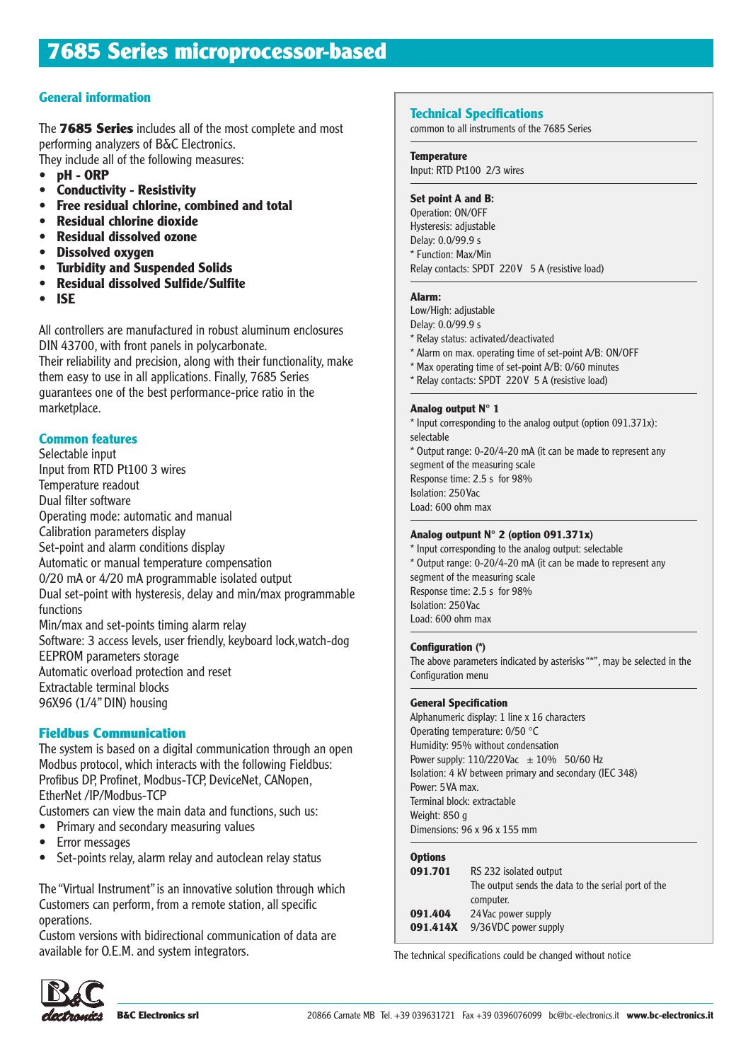# 7685 Series microprocessor-based

## General information

The **7685 Series** includes all of the most complete and most performing analyzers of B&C Electronics.
They include all of the following measures:

- **pH - ORP**
- **Conductivity - Resistivity**
- **Free residual chlorine, combined and total**
- **Residual chlorine dioxide**
- **Residual dissolved ozone**
- **Dissolved oxygen**
- **Turbidity and Suspended Solids**
- **Residual dissolved Sulfide/Sulfite**
- **ISE**

All controllers are manufactured in robust aluminum enclosures DIN 43700, with front panels in polycarbonate.
Their reliability and precision, along with their functionality, make them easy to use in all applications. Finally, 7685 Series guarantees one of the best performance-price ratio in the marketplace.

## Common features

Selectable input
Input from RTD Pt100 3 wires
Temperature readout
Dual filter software
Operating mode: automatic and manual
Calibration parameters display
Set-point and alarm conditions display
Automatic or manual temperature compensation
0/20 mA or 4/20 mA programmable isolated output
Dual set-point with hysteresis, delay and min/max programmable functions
Min/max and set-points timing alarm relay
Software: 3 access levels, user friendly, keyboard lock,watch-dog
EEPROM parameters storage
Automatic overload protection and reset
Extractable terminal blocks
96X96 (1/4" DIN) housing

## Fieldbus Communication

The system is based on a digital communication through an open Modbus protocol, which interacts with the following Fieldbus: Profibus DP, Profinet, Modbus-TCP, DeviceNet, CANopen, EtherNet /IP/Modbus-TCP
Customers can view the main data and functions, such us:

- Primary and secondary measuring values
- Error messages
- Set-points relay, alarm relay and autoclean relay status

The "Virtual Instrument" is an innovative solution through which Customers can perform, from a remote station, all specific operations.
Custom versions with bidirectional communication of data are available for O.E.M. and system integrators.

## Technical Specifications

common to all instruments of the 7685 Series

**Temperature**
Input: RTD Pt100 2/3 wires

**Set point A and B:**
Operation: ON/OFF
Hysteresis: adjustable
Delay: 0.0/99.9 s
* Function: Max/Min
Relay contacts: SPDT 220V 5 A (resistive load)

**Alarm:**
Low/High: adjustable
Delay: 0.0/99.9 s
* Relay status: activated/deactivated
* Alarm on max. operating time of set-point A/B: ON/OFF
* Max operating time of set-point A/B: 0/60 minutes
* Relay contacts: SPDT 220V 5 A (resistive load)

**Analog output N° 1**
* Input corresponding to the analog output (option 091.371x): selectable
* Output range: 0-20/4-20 mA (it can be made to represent any segment of the measuring scale
Response time: 2.5 s for 98%
Isolation: 250Vac
Load: 600 ohm max

**Analog outpunt N° 2 (option 091.371x)**
* Input corresponding to the analog output: selectable
* Output range: 0-20/4-20 mA (it can be made to represent any segment of the measuring scale
Response time: 2.5 s for 98%
Isolation: 250Vac
Load: 600 ohm max

**Configuration (*)**
The above parameters indicated by asterisks "*", may be selected in the Configuration menu

**General Specification**
Alphanumeric display: 1 line x 16 characters
Operating temperature: 0/50 °C
Humidity: 95% without condensation
Power supply: 110/220Vac ± 10% 50/60 Hz
Isolation: 4 kV between primary and secondary (IEC 348)
Power: 5VA max.
Terminal block: extractable
Weight: 850 g
Dimensions: 96 x 96 x 155 mm

**Options**

| | |
|---|---|
| **091.701** | RS 232 isolated output<br>The output sends the data to the serial port of the computer. |
| **091.404** | 24Vac power supply |
| **091.414X** | 9/36VDC power supply |

The technical specifications could be changed without notice

**B&C Electronics srl** 20866 Carnate MB Tel. +39 039631721 Fax +39 0396076099 bc@bc-electronics.it **www.bc-electronics.it**